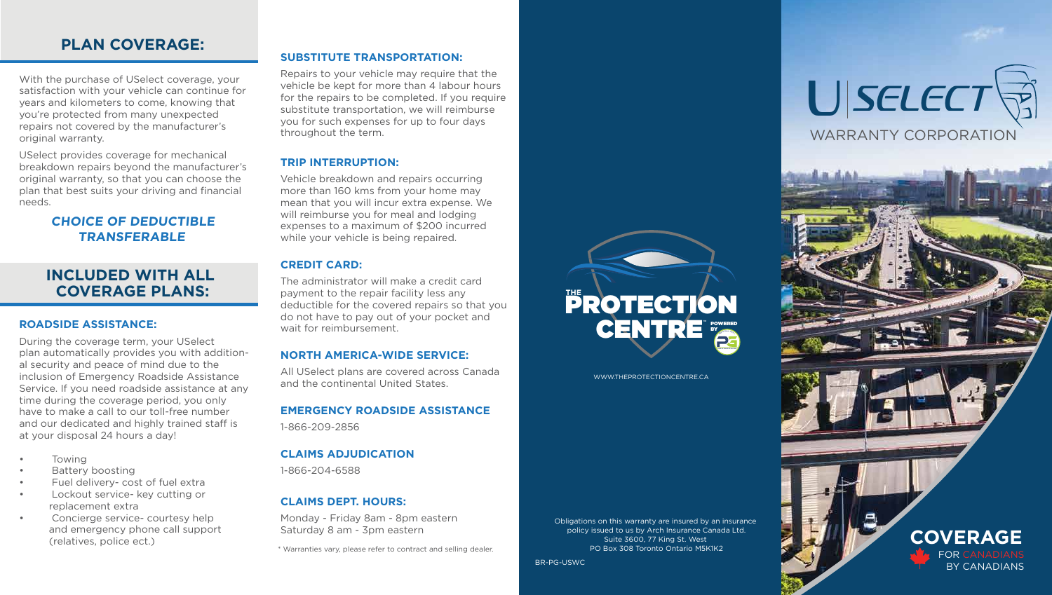## PLAN COVERAGE:

With the purchase of USelect coverage, your satisfaction with your vehicle can continue for years and kilometers to come, knowing that you're protected from many unexpected repairs not covered by the manufacturer's original warranty.

USelect provides coverage for mechanical breakdown repairs beyond the manufacturer's original warranty, so that you can choose the plan that best suits your driving and financial needs.

***CHOICE OF DEDUCTIBLE***
***TRANSFERABLE***

## INCLUDED WITH ALL COVERAGE PLANS:

### ROADSIDE ASSISTANCE:

During the coverage term, your USelect plan automatically provides you with additional security and peace of mind due to the inclusion of Emergency Roadside Assistance Service. If you need roadside assistance at any time during the coverage period, you only have to make a call to our toll-free number and our dedicated and highly trained staff is at your disposal 24 hours a day!

- Towing
- Battery boosting
- Fuel delivery- cost of fuel extra
- Lockout service- key cutting or replacement extra
- Concierge service- courtesy help and emergency phone call support (relatives, police ect.)

### SUBSTITUTE TRANSPORTATION:

Repairs to your vehicle may require that the vehicle be kept for more than 4 labour hours for the repairs to be completed. If you require substitute transportation, we will reimburse you for such expenses for up to four days throughout the term.

### TRIP INTERRUPTION:

Vehicle breakdown and repairs occurring more than 160 kms from your home may mean that you will incur extra expense. We will reimburse you for meal and lodging expenses to a maximum of $200 incurred while your vehicle is being repaired.

### CREDIT CARD:

The administrator will make a credit card payment to the repair facility less any deductible for the covered repairs so that you do not have to pay out of your pocket and wait for reimbursement.

### NORTH AMERICA-WIDE SERVICE:

All USelect plans are covered across Canada and the continental United States.

### EMERGENCY ROADSIDE ASSISTANCE

1-866-209-2856

### CLAIMS ADJUDICATION

1-866-204-6588

### CLAIMS DEPT. HOURS:

Monday - Friday 8am - 8pm eastern
Saturday 8 am - 3pm eastern

\* Warranties vary, please refer to contract and selling dealer.

THE PROTECTION CENTRE POWERED BY PG

WWW.THEPROTECTIONCENTRE.CA

Obligations on this warranty are insured by an insurance policy issued to us by Arch Insurance Canada Ltd.
Suite 3600, 77 King St. West
PO Box 308 Toronto Ontario M5K1K2

BR-PG-USWC

# USELECT
WARRANTY CORPORATION

**COVERAGE**
FOR CANADIANS
BY CANADIANS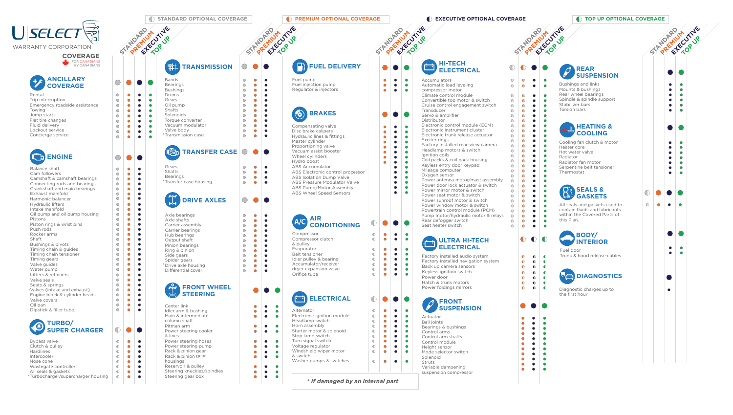# U|SELECT WARRANTY CORPORATION

**COVERAGE** — FOR CANADIANS BY CANADIANS

- ◐ STANDARD OPTIONAL COVERAGE
- ◐ PREMIUM OPTIONAL COVERAGE
- ◐ EXECUTIVE OPTIONAL COVERAGE
- ◐ TOP UP OPTIONAL COVERAGE

## ANCILLARY COVERAGE

| Part | STANDARD | PREMIUM | EXECUTIVE | TOP UP |
|---|---|---|---|---|
| Rental | ● | ● | ● | ● |
| Trip interruption | ● | ● | ● | ● |
| Emergency roadside assistance | ● | ● | ● | ● |
| Towing | ● | ● | ● | ● |
| Jump starts | ● | ● | ● | ● |
| Flat tire changes | ● | ● | ● | ● |
| Fluid delivery | ● | ● | ● | ● |
| Lockout service | ● | ● | ● | ● |
| Concierge service | ● | ● | ● | ● |

## ENGINE

| Part | STANDARD | PREMIUM | EXECUTIVE | TOP UP |
|---|---|---|---|---|
| Balance shaft | ● | ● | ● | |
| Cam followers | ● | ● | ● | |
| Camshaft & camshaft bearings | ● | ● | ● | |
| Connecting rods and bearings | ● | ● | ● | |
| Crankshaft and main bearings | ● | ● | ● | |
| Exhaust manifold | ● | ● | ● | |
| Harmonic balancer | ● | ● | ● | |
| Hydraulic lifters | ● | ● | ● | |
| Intake manifold | ● | ● | ● | |
| Oil pump and oil pump housing | ● | ● | ● | |
| Pistons | ● | ● | ● | |
| Piston rings & wrist pins | ● | ● | ● | |
| Push rods | ● | ● | ● | |
| Rocker arms | ● | ● | ● | |
| Shaft | ● | ● | ● | |
| Bushings & pivots | ● | ● | ● | |
| Timing chain & guides | ● | ● | ● | |
| Timing chain tensioner | ● | ● | ● | |
| Timing gears | ● | ● | ● | |
| Valve guides | ● | ● | ● | |
| Water pump | ● | ● | ● | |
| Lifters & retainers | ● | ● | ● | |
| Valve seals | ● | ● | ● | |
| Seats & springs | ● | ● | ● | |
| *Valves (intake and exhaust) | ● | ● | ● | |
| Engine block & cylinder heads | ● | ● | ● | |
| Valve covers | ● | ● | ● | |
| Oil pan | ● | ● | ● | |
| Dipstick & filler tube. | ● | ● | ● | |

## TURBO/ SUPER CHARGER

| Part | STANDARD | PREMIUM | EXECUTIVE | TOP UP |
|---|---|---|---|---|
| Bypass valve | ◐ | ● | ● | |
| Clutch & pulley | ◐ | ● | ● | |
| Hardlines | ◐ | ● | ● | |
| Intercooler | ◐ | ● | ● | |
| Nose cone | ◐ | ● | ● | |
| Wastegate controller | ◐ | ● | ● | |
| All seals & gaskets | ◐ | ● | ● | |
| *Turbocharger/supercharger housing | ◐ | ● | ● | |

## TRANSMISSION

| Part | STANDARD | PREMIUM | EXECUTIVE | TOP UP |
|---|---|---|---|---|
| Bands | ● | ● | ● | |
| Bearings | ● | ● | ● | |
| Bushings | ● | ● | ● | |
| Drums | ● | ● | ● | |
| Gears | ● | ● | ● | |
| Oil pump | ● | ● | ● | |
| Shafts | ● | ● | ● | |
| Solenoids | ● | ● | ● | |
| Torque converter | ● | ● | ● | |
| Vacuum modulator | ● | ● | ● | |
| Valve body | ● | ● | ● | |
| *Transmission case | ● | ● | ● | |

## TRANSFER CASE

| Part | STANDARD | PREMIUM | EXECUTIVE | TOP UP |
|---|---|---|---|---|
| Gears | ● | ● | ● | |
| Shafts | ● | ● | ● | |
| Bearings | ● | ● | ● | |
| *Transfer case housing | ● | ● | ● | |

## DRIVE AXLES

| Part | STANDARD | PREMIUM | EXECUTIVE | TOP UP |
|---|---|---|---|---|
| Axle bearings | ● | ● | ● | |
| Axle shafts | ● | ● | ● | |
| Carrier assembly | ● | ● | ● | |
| Carrier bearings | ● | ● | ● | |
| Hub bearings | ● | ● | ● | |
| Output shaft | ● | ● | ● | |
| Pinion bearings | ● | ● | ● | |
| Ring & pinion | ● | ● | ● | |
| Side gears | ● | ● | ● | |
| Spider gears | ● | ● | ● | |
| *Drive axle housing | ● | ● | ● | |
| Differential cover | ● | ● | ● | |

## FRONT WHEEL STEERING

| Part | STANDARD | PREMIUM | EXECUTIVE | TOP UP |
|---|---|---|---|---|
| Center link | | ● | ● | ● |
| Idler arm & bushing | | ● | ● | ● |
| Main & intermediate column shaft | | ● | ● | ● |
| Pitman arm | | ● | ● | ● |
| Power steering cooler & lines | | ● | ● | ● |
| Power steering hoses | | ● | ● | ● |
| Power steering pump | | ● | ● | ● |
| Rack & pinion gear | | ● | ● | ● |
| Rack & pinion gear housings | | ● | ● | ● |
| Reservoir & pulley | | ● | ● | ● |
| Steering knuckles/spindles | | ● | ● | ● |
| Steering gear box | | ● | ● | ● |

## FUEL DELIVERY

| Part | STANDARD | PREMIUM | EXECUTIVE | TOP UP |
|---|---|---|---|---|
| Fuel pump | | ● | ● | ● |
| Fuel injection pump | | ● | ● | ● |
| Regulator & injectors | | ● | ● | ● |

## BRAKES

| Part | STANDARD | PREMIUM | EXECUTIVE | TOP UP |
|---|---|---|---|---|
| Compensating valve | | ● | ● | ● |
| Disc brake calipers | | ● | ● | ● |
| Hydraulic lines & fittings | | ● | ● | ● |
| Master cylinder | | ● | ● | ● |
| Proportioning valve | | ● | ● | ● |
| Vacuum assist booster | | ● | ● | ● |
| Wheel cylinders | | ● | ● | ● |
| Hydro boost | | ● | ● | ● |
| ABS Accumulator | | | ● | ● |
| ABS Electronic control processor | | | ● | ● |
| ABS Isolation Dump Valve | | | ● | ● |
| ABS Pressure Modulator Valve | | | ● | ● |
| ABS Pump/Motor Assembly | | | ● | ● |
| ABS Wheel Speed Sensors | | | ● | ● |

## A/C AIR CONDITIONING

| Part | STANDARD | PREMIUM | EXECUTIVE | TOP UP |
|---|---|---|---|---|
| Compressor | ◐ | ● | ● | ● |
| Compressor clutch & pulley | ◐ | ● | ● | ● |
| Evaporator | ◐ | ● | ● | ● |
| Belt tensioner | ◐ | ● | ● | ● |
| Idler pulley & bearing | ◐ | ● | ● | ● |
| Accumulator/receiver | ◐ | ● | ● | ● |
| dryer expansion valve | ◐ | ● | ● | ● |
| Orifice tube | ◐ | ● | ● | ● |

## ELECTRICAL

| Part | STANDARD | PREMIUM | EXECUTIVE | TOP UP |
|---|---|---|---|---|
| Alternator | ◐ | ● | ● | ● |
| Electronic ignition module | ◐ | ● | ● | ● |
| Headlamp switch | ◐ | ● | ● | ● |
| Horn assembly | ◐ | ● | ● | ● |
| Starter motor & solenoid | ◐ | ● | ● | ● |
| Stop lamp switch | ◐ | ● | ● | ● |
| Turn signal switch | ◐ | ● | ● | ● |
| Voltage regulator | ◐ | ● | ● | ● |
| Windshield wiper motor & switch | ◐ | ● | ● | ● |
| Washer pumps & switches | ◐ | ● | ● | ● |

*** If damaged by an internal part**

## HI-TECH ELECTRICAL

| Part | STANDARD | PREMIUM | EXECUTIVE | TOP UP |
|---|---|---|---|---|
| Accumulators | ◐ | ◐ | ● | ● |
| Automatic load leveling compressor motor | ◐ | ◐ | ● | ● |
| Climate control module | ◐ | ◐ | ● | ● |
| Convertible top motor & switch | ◐ | ◐ | ● | ● |
| Cruise control engagement switch | ◐ | ◐ | ● | ● |
| Transducer | ◐ | ◐ | ● | ● |
| Servo & amplifier | ◐ | ◐ | ● | ● |
| Distributor | ◐ | ◐ | ● | ● |
| Electronic control module (ECM) | ◐ | ◐ | ● | ● |
| Electronic instrument cluster | ◐ | ◐ | ● | ● |
| Electronic trunk release actuator | ◐ | ◐ | ● | ● |
| Exciter rings | ◐ | ◐ | ● | ● |
| Factory installed rear-view camera | ◐ | ◐ | ● | ● |
| Headlamp motors & switch | ◐ | ◐ | ● | ● |
| Ignition coils | ◐ | ◐ | ● | ● |
| Coil packs & coil pack housing | ◐ | ◐ | ● | ● |
| Keyless entry door keypad | ◐ | ◐ | ● | ● |
| Mileage computer | ◐ | ◐ | ● | ● |
| Oxygen sensor | ◐ | ◐ | ● | ● |
| Power antenna motor/mast assembly | ◐ | ◐ | ● | ● |
| Power door lock actuator & switch | ◐ | ◐ | ● | ● |
| Power mirror motor & switch | ◐ | ◐ | ● | ● |
| Power seat motor & switch | ◐ | ◐ | ● | ● |
| Power sunroof motor & switch | ◐ | ◐ | ● | ● |
| Power window motor & switch | ◐ | ◐ | ● | ● |
| Powertrain control module (PCM) | ◐ | ◐ | ● | ● |
| Pump motor/hydraulic motor & relays | ◐ | ◐ | ● | ● |
| Rear defogger switch | ◐ | ◐ | ● | ● |
| Seat heater switch | ◐ | ◐ | ● | ● |

## ULTRA HI-TECH ELECTRICAL

| Part | STANDARD | PREMIUM | EXECUTIVE | TOP UP |
|---|---|---|---|---|
| Factory installed audio system | | ◐ | ◐ | ◐ |
| Factory installed navigation system | | ◐ | ◐ | ◐ |
| Back up camera sensors | | ◐ | ◐ | ◐ |
| Keyless ignition switch | | ◐ | ◐ | ◐ |
| Power door | | ◐ | ◐ | ◐ |
| Hatch & trunk motors | | ◐ | ◐ | ◐ |
| Power foldings mirrors | | ◐ | ◐ | ◐ |

## FRONT SUSPENSION

| Part | STANDARD | PREMIUM | EXECUTIVE | TOP UP |
|---|---|---|---|---|
| Actuator | | ● | ● | ● |
| Ball joints | | ● | ● | ● |
| Bearings & bushings | | ● | ● | ● |
| Control arms | | ● | ● | ● |
| Control arm shafts | | ● | ● | ● |
| Control module | | ● | ● | ● |
| Height sensor | | ● | ● | ● |
| Mode selector switch | | ● | ● | ● |
| Solenoid | | ● | ● | ● |
| Struts | | ● | ● | ● |
| Variable dampening suspension compressor | | ● | ● | ● |

## REAR SUSPENSION

| Part | STANDARD | PREMIUM | EXECUTIVE | TOP UP |
|---|---|---|---|---|
| Bushings and links | | | ● | ● |
| Mounts & bushings | | | ● | ● |
| Rear wheel bearings | | | ● | ● |
| Spindle & spindle support | | | ● | ● |
| Stabilizer bars | | | ● | ● |
| Torsion bars | | | ● | ● |

## HEATING & COOLING

| Part | STANDARD | PREMIUM | EXECUTIVE | TOP UP |
|---|---|---|---|---|
| Cooling fan clutch & motor | | | ● | ● |
| Heater core | | | ● | ● |
| Hot water valve | | | ● | ● |
| Radiator | | | ● | ● |
| Radiator fan motor | | | ● | ● |
| Serpentine belt tensioner | | | ● | ● |
| Thermostat | | | ● | ● |

## SEALS & GASKETS

| Part | STANDARD | PREMIUM | EXECUTIVE | TOP UP |
|---|---|---|---|---|
| All seals and gaskets used to contain fluids and lubricants within the Covered Parts of this Plan. | ◐ | ● | ● | ● |

## BODY/ INTERIOR

| Part | STANDARD | PREMIUM | EXECUTIVE | TOP UP |
|---|---|---|---|---|
| Fuel door | | | ● | ● |
| Trunk & hood release cables | | | ● | ● |

## DIAGNOSTICS

| Part | STANDARD | PREMIUM | EXECUTIVE | TOP UP |
|---|---|---|---|---|
| Diagnostic charges up to the first hour | | | ● | |